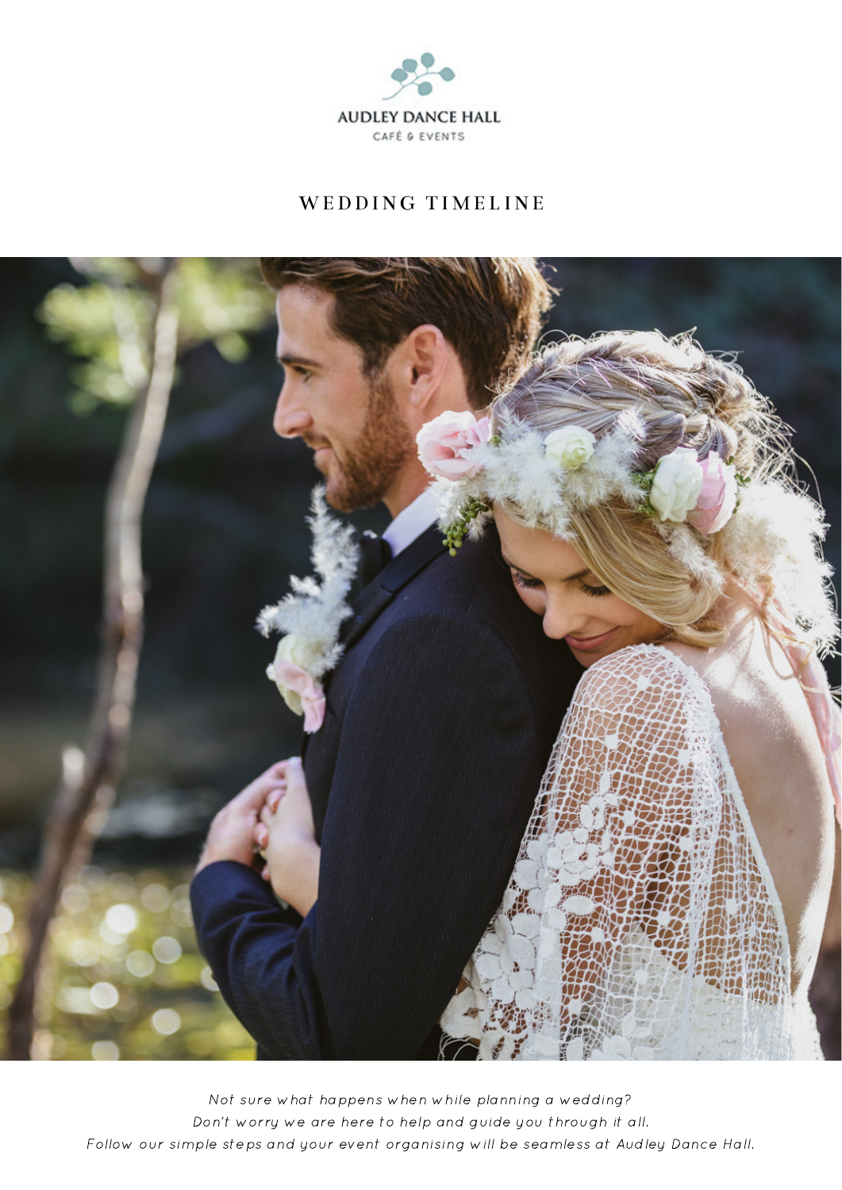AUDLEY DANCE HALL

CAFÉ & EVENTS

# WEDDING TIMELINE

*Not sure what happens when while planning a wedding?*
*Don't worry we are here to help and guide you through it all.*
*Follow our simple steps and your event organising will be seamless at Audley Dance Hall.*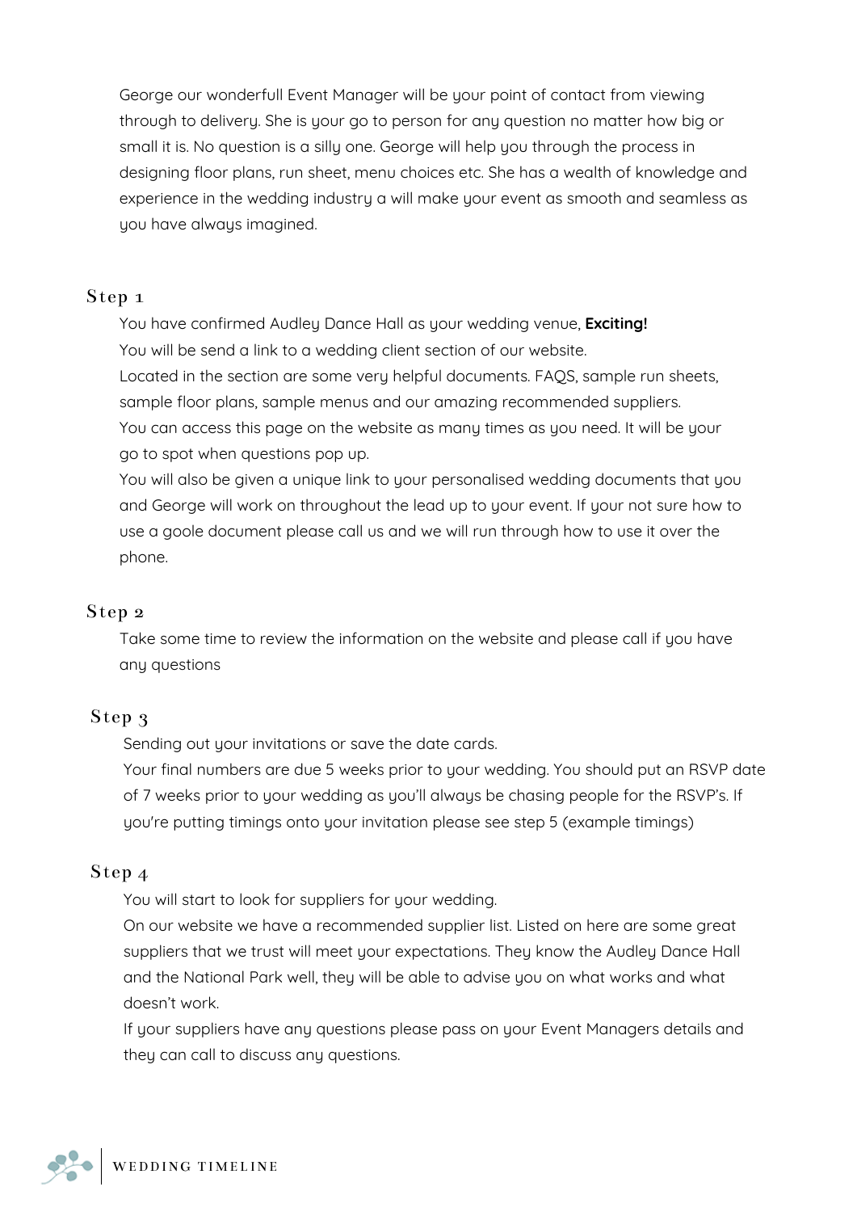George our wonderfull Event Manager will be your point of contact from viewing through to delivery. She is your go to person for any question no matter how big or small it is. No question is a silly one. George will help you through the process in designing floor plans, run sheet, menu choices etc. She has a wealth of knowledge and experience in the wedding industry a will make your event as smooth and seamless as you have always imagined.

## Step 1

You have confirmed Audley Dance Hall as your wedding venue, **Exciting!**

You will be send a link to a wedding client section of our website.

Located in the section are some very helpful documents. FAQS, sample run sheets, sample floor plans, sample menus and our amazing recommended suppliers.

You can access this page on the website as many times as you need. It will be your go to spot when questions pop up.

You will also be given a unique link to your personalised wedding documents that you and George will work on throughout the lead up to your event. If your not sure how to use a goole document please call us and we will run through how to use it over the phone.

## Step 2

Take some time to review the information on the website and please call if you have any questions

## Step 3

Sending out your invitations or save the date cards.

Your final numbers are due 5 weeks prior to your wedding. You should put an RSVP date of 7 weeks prior to your wedding as you'll always be chasing people for the RSVP's. If you're putting timings onto your invitation please see step 5 (example timings)

## Step 4

You will start to look for suppliers for your wedding.

On our website we have a recommended supplier list. Listed on here are some great suppliers that we trust will meet your expectations. They know the Audley Dance Hall and the National Park well, they will be able to advise you on what works and what doesn't work.

If your suppliers have any questions please pass on your Event Managers details and they can call to discuss any questions.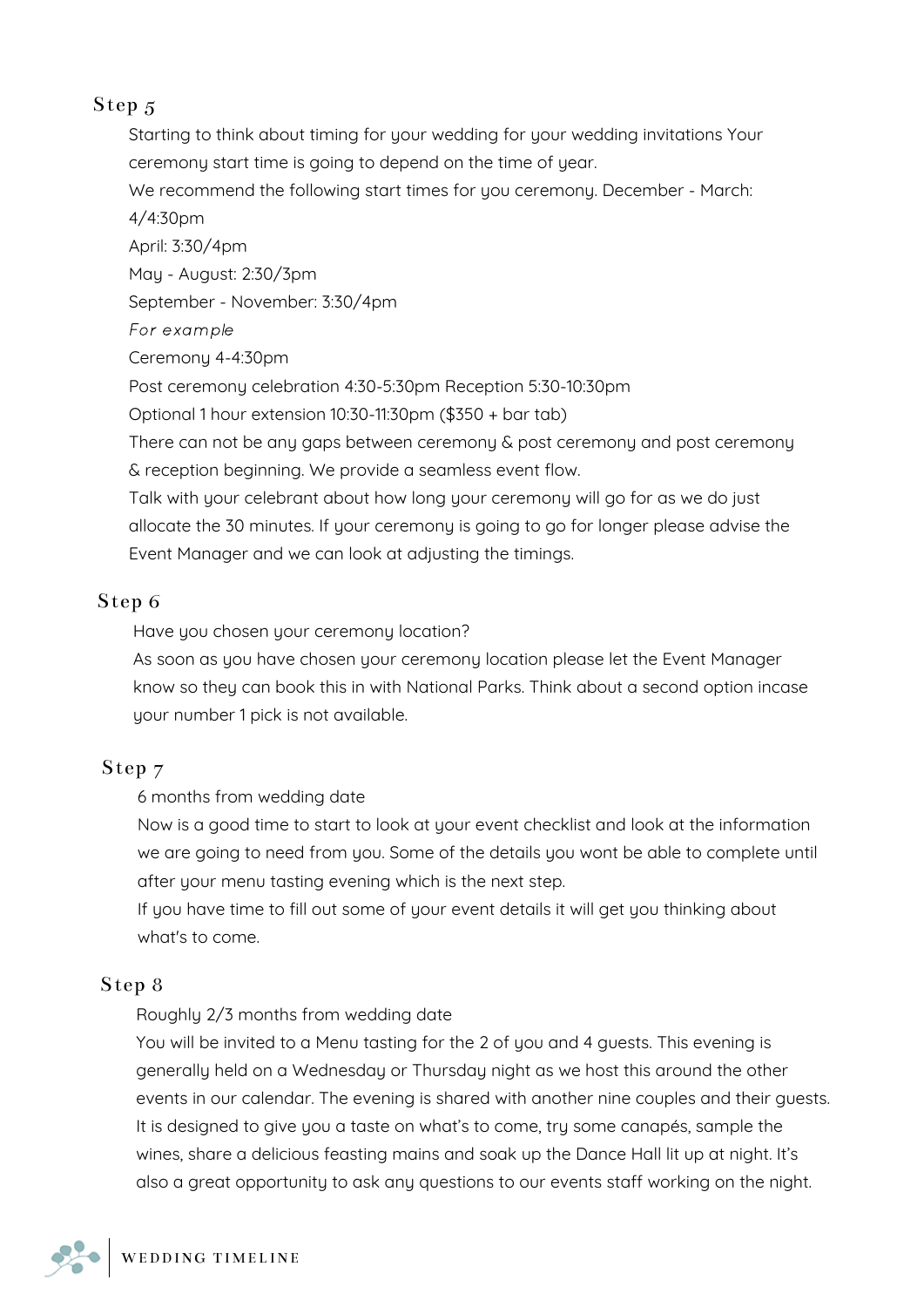## Step 5

Starting to think about timing for your wedding for your wedding invitations Your ceremony start time is going to depend on the time of year.

We recommend the following start times for you ceremony. December - March: 4/4:30pm

April: 3:30/4pm

May - August: 2:30/3pm

September - November: 3:30/4pm

*For example*

Ceremony 4-4:30pm

Post ceremony celebration 4:30-5:30pm Reception 5:30-10:30pm

Optional 1 hour extension 10:30-11:30pm ($350 + bar tab)

There can not be any gaps between ceremony & post ceremony and post ceremony & reception beginning. We provide a seamless event flow.

Talk with your celebrant about how long your ceremony will go for as we do just allocate the 30 minutes. If your ceremony is going to go for longer please advise the Event Manager and we can look at adjusting the timings.

## Step 6

Have you chosen your ceremony location?

As soon as you have chosen your ceremony location please let the Event Manager know so they can book this in with National Parks. Think about a second option incase your number 1 pick is not available.

## Step 7

6 months from wedding date

Now is a good time to start to look at your event checklist and look at the information we are going to need from you. Some of the details you wont be able to complete until after your menu tasting evening which is the next step.

If you have time to fill out some of your event details it will get you thinking about what's to come.

## Step 8

Roughly 2/3 months from wedding date

You will be invited to a Menu tasting for the 2 of you and 4 guests. This evening is generally held on a Wednesday or Thursday night as we host this around the other events in our calendar. The evening is shared with another nine couples and their guests. It is designed to give you a taste on what's to come, try some canapés, sample the wines, share a delicious feasting mains and soak up the Dance Hall lit up at night. It's also a great opportunity to ask any questions to our events staff working on the night.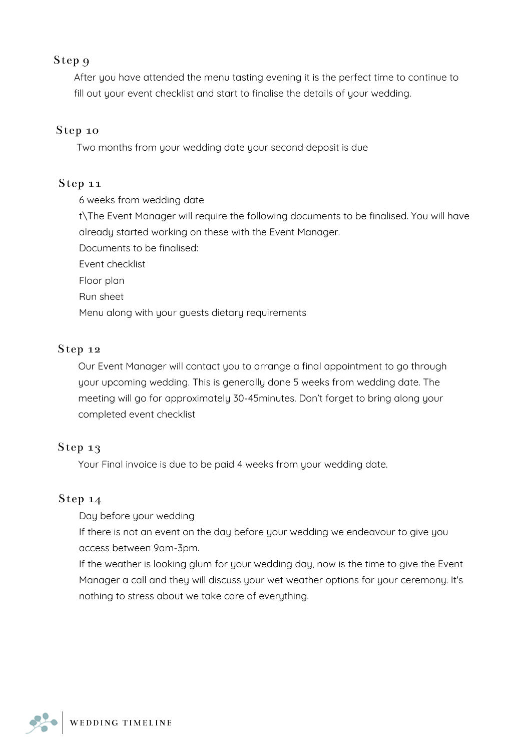## Step 9

After you have attended the menu tasting evening it is the perfect time to continue to fill out your event checklist and start to finalise the details of your wedding.

## Step 10

Two months from your wedding date your second deposit is due

## Step 11

6 weeks from wedding date

t\The Event Manager will require the following documents to be finalised. You will have already started working on these with the Event Manager.

Documents to be finalised:

Event checklist

Floor plan

Run sheet

Menu along with your guests dietary requirements

## Step 12

Our Event Manager will contact you to arrange a final appointment to go through your upcoming wedding. This is generally done 5 weeks from wedding date. The meeting will go for approximately 30-45minutes. Don't forget to bring along your completed event checklist

## Step 13

Your Final invoice is due to be paid 4 weeks from your wedding date.

## Step 14

Day before your wedding

If there is not an event on the day before your wedding we endeavour to give you access between 9am-3pm.

If the weather is looking glum for your wedding day, now is the time to give the Event Manager a call and they will discuss your wet weather options for your ceremony. It's nothing to stress about we take care of everything.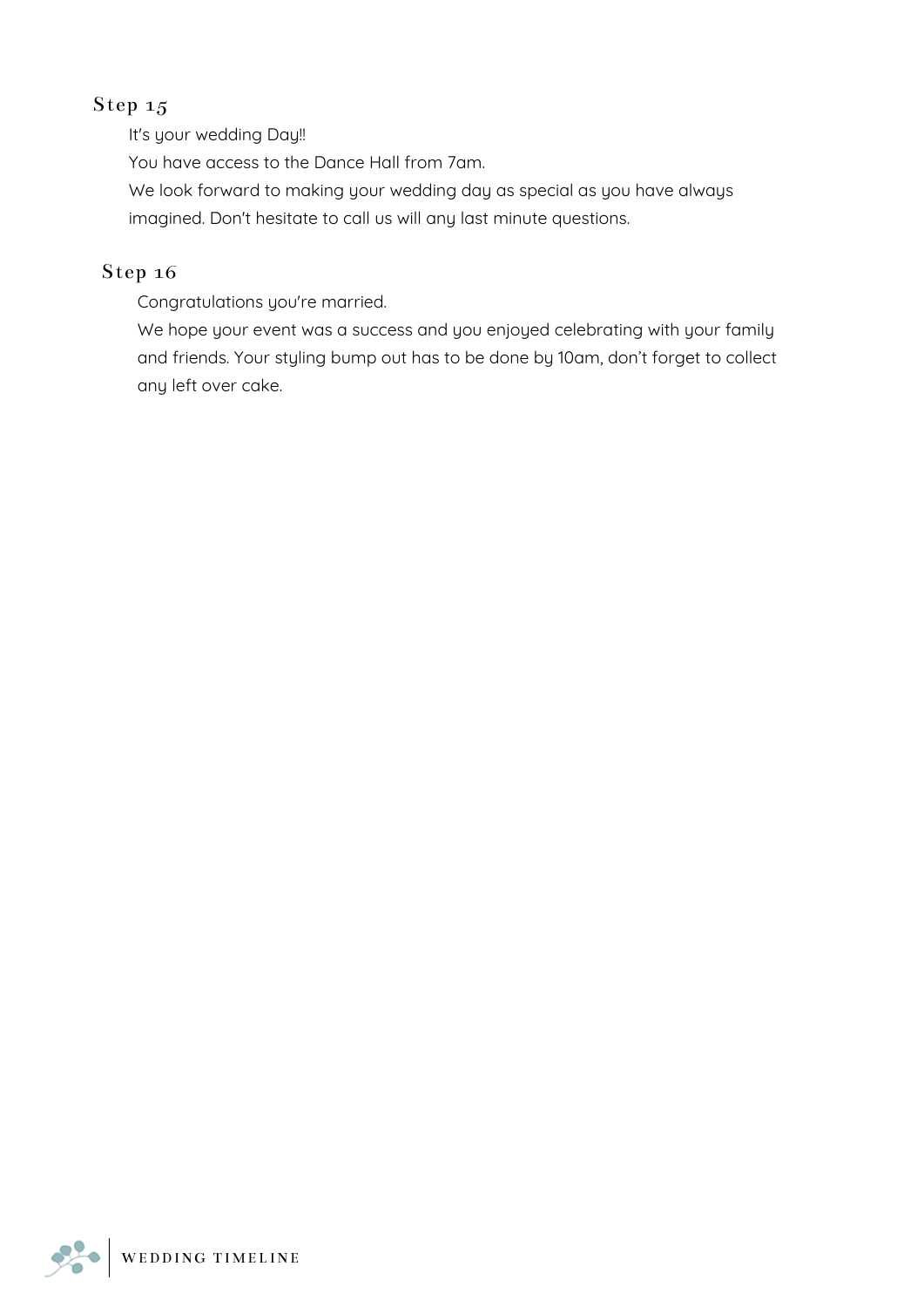## Step 15

It's your wedding Day!!

You have access to the Dance Hall from 7am.

We look forward to making your wedding day as special as you have always imagined. Don't hesitate to call us will any last minute questions.

## Step 16

Congratulations you're married.

We hope your event was a success and you enjoyed celebrating with your family and friends. Your styling bump out has to be done by 10am, don't forget to collect any left over cake.